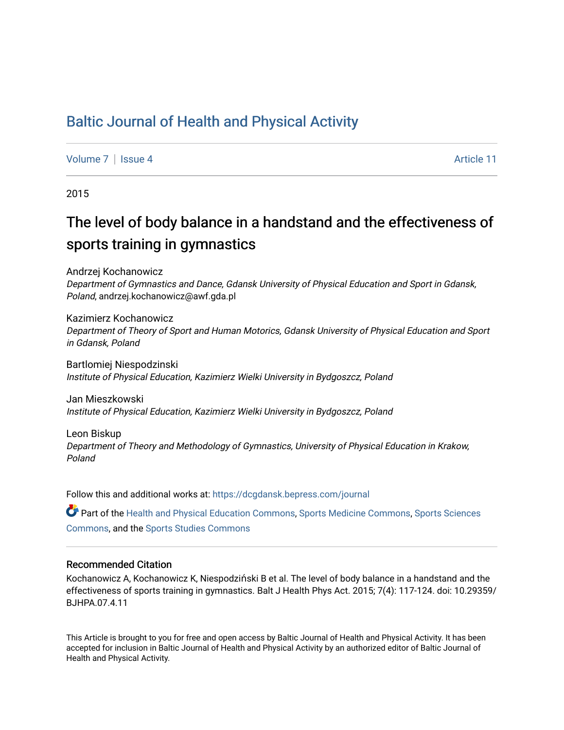# Baltic Journal of Health and Physical Activity

Volume 7 | Issue 4 Article 11

2015

## The level of body balance in a handstand and the effectiveness of sports training in gymnastics

Andrzej Kochanowicz
*Department of Gymnastics and Dance, Gdansk University of Physical Education and Sport in Gdansk, Poland*, andrzej.kochanowicz@awf.gda.pl

Kazimierz Kochanowicz
*Department of Theory of Sport and Human Motorics, Gdansk University of Physical Education and Sport in Gdansk, Poland*

Bartlomiej Niespodzinski
*Institute of Physical Education, Kazimierz Wielki University in Bydgoszcz, Poland*

Jan Mieszkowski
*Institute of Physical Education, Kazimierz Wielki University in Bydgoszcz, Poland*

Leon Biskup
*Department of Theory and Methodology of Gymnastics, University of Physical Education in Krakow, Poland*

Follow this and additional works at: https://dcgdansk.bepress.com/journal

Part of the Health and Physical Education Commons, Sports Medicine Commons, Sports Sciences Commons, and the Sports Studies Commons

### Recommended Citation

Kochanowicz A, Kochanowicz K, Niespodziński B et al. The level of body balance in a handstand and the effectiveness of sports training in gymnastics. Balt J Health Phys Act. 2015; 7(4): 117-124. doi: 10.29359/BJHPA.07.4.11

This Article is brought to you for free and open access by Baltic Journal of Health and Physical Activity. It has been accepted for inclusion in Baltic Journal of Health and Physical Activity by an authorized editor of Baltic Journal of Health and Physical Activity.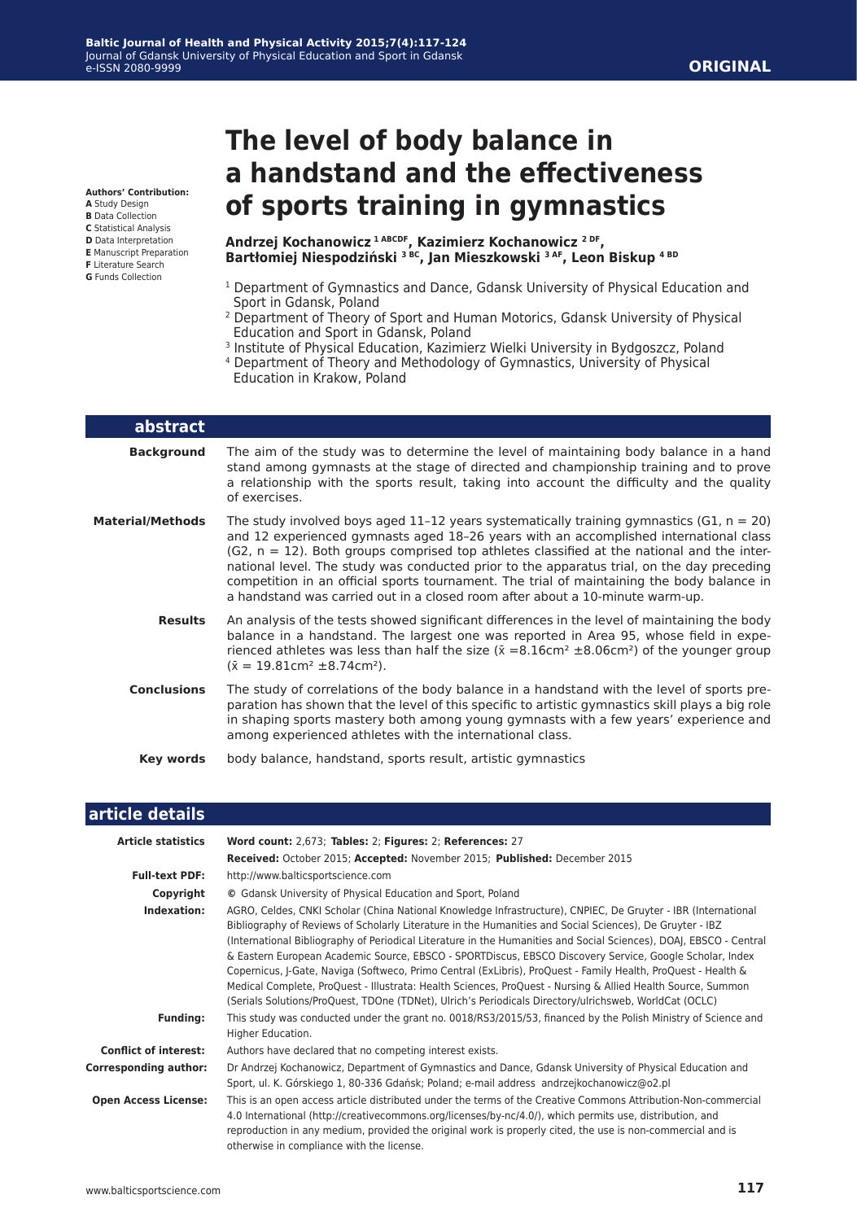**ORIGINAL**

# The level of body balance in a handstand and the effectiveness of sports training in gymnastics

**Authors' Contribution:**
**A** Study Design
**B** Data Collection
**C** Statistical Analysis
**D** Data Interpretation
**E** Manuscript Preparation
**F** Literature Search
**G** Funds Collection

**Andrzej Kochanowicz [1 ABCDF], Kazimierz Kochanowicz [2 DF], Bartłomiej Niespodziński [3 BC], Jan Mieszkowski [3 AF], Leon Biskup [4 BD]**

[1] Department of Gymnastics and Dance, Gdansk University of Physical Education and Sport in Gdansk, Poland
[2] Department of Theory of Sport and Human Motorics, Gdansk University of Physical Education and Sport in Gdansk, Poland
[3] Institute of Physical Education, Kazimierz Wielki University in Bydgoszcz, Poland
[4] Department of Theory and Methodology of Gymnastics, University of Physical Education in Krakow, Poland

## abstract

**Background**
The aim of the study was to determine the level of maintaining body balance in a hand stand among gymnasts at the stage of directed and championship training and to prove a relationship with the sports result, taking into account the difficulty and the quality of exercises.

**Material/Methods**
The study involved boys aged 11–12 years systematically training gymnastics (G1, n = 20) and 12 experienced gymnasts aged 18–26 years with an accomplished international class (G2, n = 12). Both groups comprised top athletes classified at the national and the international level. The study was conducted prior to the apparatus trial, on the day preceding competition in an official sports tournament. The trial of maintaining the body balance in a handstand was carried out in a closed room after about a 10-minute warm-up.

**Results**
An analysis of the tests showed significant differences in the level of maintaining the body balance in a handstand. The largest one was reported in Area 95, whose field in experienced athletes was less than half the size ($\bar{x}$ =8.16cm² ±8.06cm²) of the younger group ($\bar{x}$ = 19.81cm² ±8.74cm²).

**Conclusions**
The study of correlations of the body balance in a handstand with the level of sports preparation has shown that the level of this specific to artistic gymnastics skill plays a big role in shaping sports mastery both among young gymnasts with a few years' experience and among experienced athletes with the international class.

**Key words**
body balance, handstand, sports result, artistic gymnastics

## article details

**Article statistics**
**Word count:** 2,673; **Tables:** 2; **Figures:** 2; **References:** 27
**Received:** October 2015; **Accepted:** November 2015; **Published:** December 2015

**Full-text PDF:**
http://www.balticsportscience.com

**Copyright**
© Gdansk University of Physical Education and Sport, Poland

**Indexation:**
AGRO, Celdes, CNKI Scholar (China National Knowledge Infrastructure), CNPIEC, De Gruyter - IBR (International Bibliography of Reviews of Scholarly Literature in the Humanities and Social Sciences), De Gruyter - IBZ (International Bibliography of Periodical Literature in the Humanities and Social Sciences), DOAJ, EBSCO - Central & Eastern European Academic Source, EBSCO - SPORTDiscus, EBSCO Discovery Service, Google Scholar, Index Copernicus, J-Gate, Naviga (Softweco, Primo Central (ExLibris), ProQuest - Family Health, ProQuest - Health & Medical Complete, ProQuest - Illustrata: Health Sciences, ProQuest - Nursing & Allied Health Source, Summon (Serials Solutions/ProQuest, TDOne (TDNet), Ulrich's Periodicals Directory/ulrichsweb, WorldCat (OCLC)

**Funding:**
This study was conducted under the grant no. 0018/RS3/2015/53, financed by the Polish Ministry of Science and Higher Education.

**Conflict of interest:**
Authors have declared that no competing interest exists.

**Corresponding author:**
Dr Andrzej Kochanowicz, Department of Gymnastics and Dance, Gdansk University of Physical Education and Sport, ul. K. Górskiego 1, 80-336 Gdańsk; Poland; e-mail address andrzejkochanowicz@o2.pl

**Open Access License:**
This is an open access article distributed under the terms of the Creative Commons Attribution-Non-commercial 4.0 International (http://creativecommons.org/licenses/by-nc/4.0/), which permits use, distribution, and reproduction in any medium, provided the original work is properly cited, the use is non-commercial and is otherwise in compliance with the license.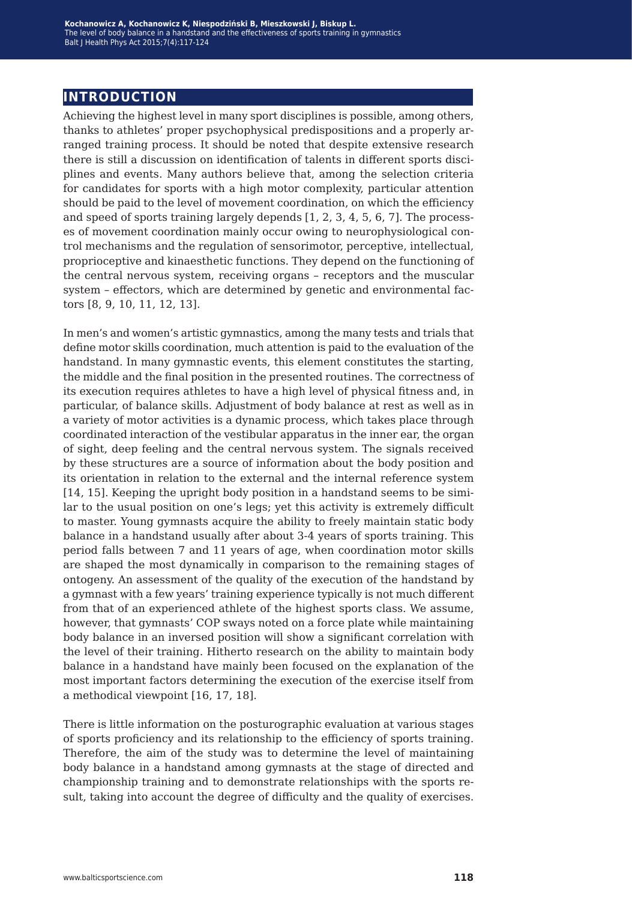## INTRODUCTION

Achieving the highest level in many sport disciplines is possible, among others, thanks to athletes' proper psychophysical predispositions and a properly arranged training process. It should be noted that despite extensive research there is still a discussion on identification of talents in different sports disciplines and events. Many authors believe that, among the selection criteria for candidates for sports with a high motor complexity, particular attention should be paid to the level of movement coordination, on which the efficiency and speed of sports training largely depends [1, 2, 3, 4, 5, 6, 7]. The processes of movement coordination mainly occur owing to neurophysiological control mechanisms and the regulation of sensorimotor, perceptive, intellectual, proprioceptive and kinaesthetic functions. They depend on the functioning of the central nervous system, receiving organs – receptors and the muscular system – effectors, which are determined by genetic and environmental factors [8, 9, 10, 11, 12, 13].

In men's and women's artistic gymnastics, among the many tests and trials that define motor skills coordination, much attention is paid to the evaluation of the handstand. In many gymnastic events, this element constitutes the starting, the middle and the final position in the presented routines. The correctness of its execution requires athletes to have a high level of physical fitness and, in particular, of balance skills. Adjustment of body balance at rest as well as in a variety of motor activities is a dynamic process, which takes place through coordinated interaction of the vestibular apparatus in the inner ear, the organ of sight, deep feeling and the central nervous system. The signals received by these structures are a source of information about the body position and its orientation in relation to the external and the internal reference system [14, 15]. Keeping the upright body position in a handstand seems to be similar to the usual position on one's legs; yet this activity is extremely difficult to master. Young gymnasts acquire the ability to freely maintain static body balance in a handstand usually after about 3-4 years of sports training. This period falls between 7 and 11 years of age, when coordination motor skills are shaped the most dynamically in comparison to the remaining stages of ontogeny. An assessment of the quality of the execution of the handstand by a gymnast with a few years' training experience typically is not much different from that of an experienced athlete of the highest sports class. We assume, however, that gymnasts' COP sways noted on a force plate while maintaining body balance in an inversed position will show a significant correlation with the level of their training. Hitherto research on the ability to maintain body balance in a handstand have mainly been focused on the explanation of the most important factors determining the execution of the exercise itself from a methodical viewpoint [16, 17, 18].

There is little information on the posturographic evaluation at various stages of sports proficiency and its relationship to the efficiency of sports training. Therefore, the aim of the study was to determine the level of maintaining body balance in a handstand among gymnasts at the stage of directed and championship training and to demonstrate relationships with the sports result, taking into account the degree of difficulty and the quality of exercises.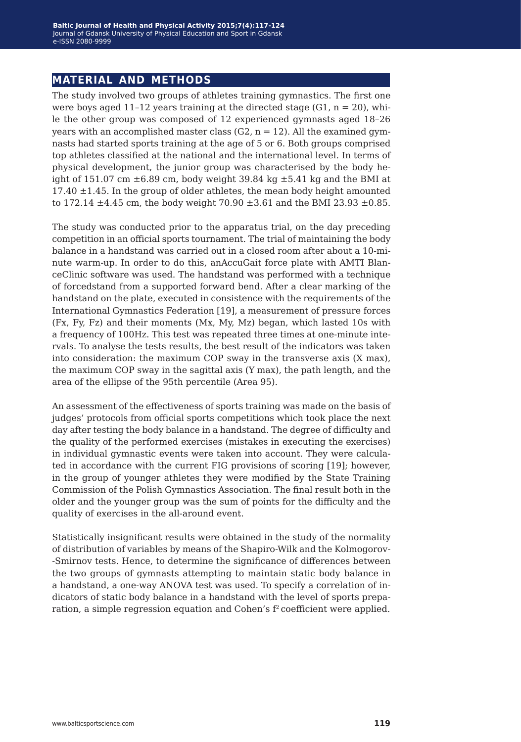## MATERIAL AND METHODS

The study involved two groups of athletes training gymnastics. The first one were boys aged 11–12 years training at the directed stage (G1, n = 20), while the other group was composed of 12 experienced gymnasts aged 18–26 years with an accomplished master class (G2, n = 12). All the examined gymnasts had started sports training at the age of 5 or 6. Both groups comprised top athletes classified at the national and the international level. In terms of physical development, the junior group was characterised by the body height of 151.07 cm ±6.89 cm, body weight 39.84 kg ±5.41 kg and the BMI at 17.40 ±1.45. In the group of older athletes, the mean body height amounted to 172.14 ±4.45 cm, the body weight 70.90 ±3.61 and the BMI 23.93 ±0.85.

The study was conducted prior to the apparatus trial, on the day preceding competition in an official sports tournament. The trial of maintaining the body balance in a handstand was carried out in a closed room after about a 10-minute warm-up. In order to do this, anAccuGait force plate with AMTI BlanceClinic software was used. The handstand was performed with a technique of forcedstand from a supported forward bend. After a clear marking of the handstand on the plate, executed in consistence with the requirements of the International Gymnastics Federation [19], a measurement of pressure forces (Fx, Fy, Fz) and their moments (Mx, My, Mz) began, which lasted 10s with a frequency of 100Hz. This test was repeated three times at one-minute intervals. To analyse the tests results, the best result of the indicators was taken into consideration: the maximum COP sway in the transverse axis (X max), the maximum COP sway in the sagittal axis (Y max), the path length, and the area of the ellipse of the 95th percentile (Area 95).

An assessment of the effectiveness of sports training was made on the basis of judges' protocols from official sports competitions which took place the next day after testing the body balance in a handstand. The degree of difficulty and the quality of the performed exercises (mistakes in executing the exercises) in individual gymnastic events were taken into account. They were calculated in accordance with the current FIG provisions of scoring [19]; however, in the group of younger athletes they were modified by the State Training Commission of the Polish Gymnastics Association. The final result both in the older and the younger group was the sum of points for the difficulty and the quality of exercises in the all-around event.

Statistically insignificant results were obtained in the study of the normality of distribution of variables by means of the Shapiro-Wilk and the Kolmogorov-Smirnov tests. Hence, to determine the significance of differences between the two groups of gymnasts attempting to maintain static body balance in a handstand, a one-way ANOVA test was used. To specify a correlation of indicators of static body balance in a handstand with the level of sports preparation, a simple regression equation and Cohen's $f^2$ coefficient were applied.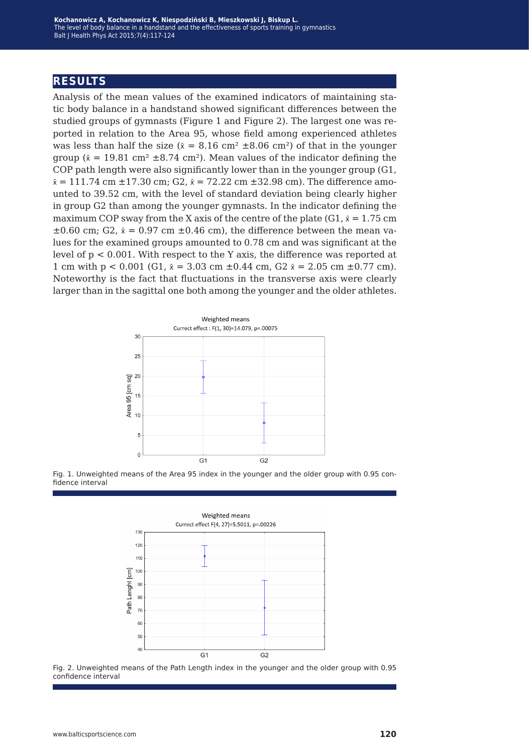## RESULTS

Analysis of the mean values of the examined indicators of maintaining static body balance in a handstand showed significant differences between the studied groups of gymnasts (Figure 1 and Figure 2). The largest one was reported in relation to the Area 95, whose field among experienced athletes was less than half the size ($\bar{x}$ = 8.16 cm$^2$ ±8.06 cm$^2$) of that in the younger group ($\bar{x}$ = 19.81 cm$^2$ ±8.74 cm$^2$). Mean values of the indicator defining the COP path length were also significantly lower than in the younger group (G1, $\bar{x}$ = 111.74 cm ±17.30 cm; G2, $\bar{x}$ = 72.22 cm ±32.98 cm). The difference amounted to 39.52 cm, with the level of standard deviation being clearly higher in group G2 than among the younger gymnasts. In the indicator defining the maximum COP sway from the X axis of the centre of the plate (G1, $\bar{x}$ = 1.75 cm ±0.60 cm; G2, $\bar{x}$ = 0.97 cm ±0.46 cm), the difference between the mean values for the examined groups amounted to 0.78 cm and was significant at the level of $p < 0.001$. With respect to the Y axis, the difference was reported at 1 cm with $p < 0.001$ (G1, $\bar{x}$ = 3.03 cm ±0.44 cm, G2 $\bar{x}$ = 2.05 cm ±0.77 cm). Noteworthy is the fact that fluctuations in the transverse axis were clearly larger than in the sagittal one both among the younger and the older athletes.

Fig. 1. Unweighted means of the Area 95 index in the younger and the older group with 0.95 confidence interval

Fig. 2. Unweighted means of the Path Length index in the younger and the older group with 0.95 confidence interval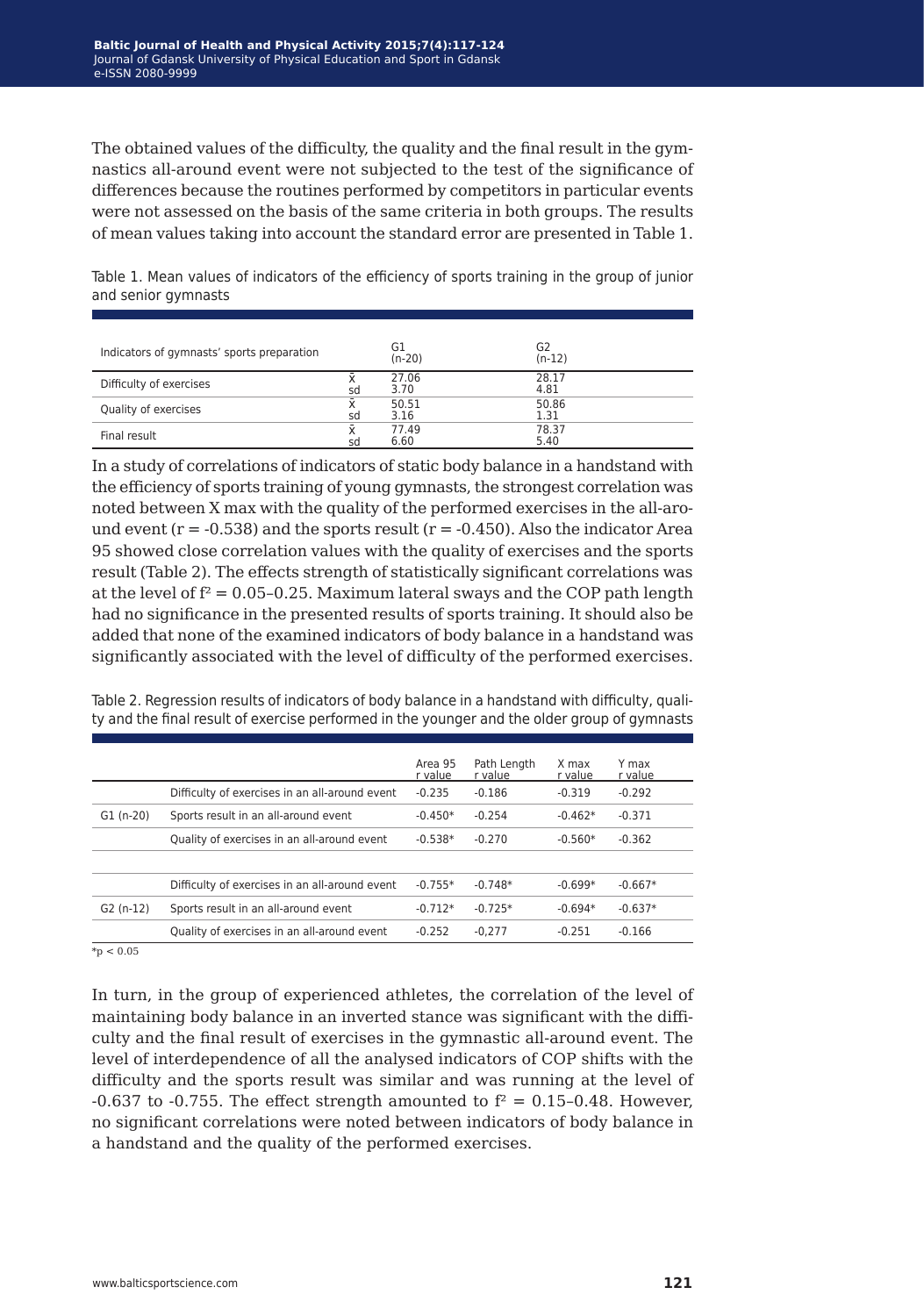The obtained values of the difficulty, the quality and the final result in the gymnastics all-around event were not subjected to the test of the significance of differences because the routines performed by competitors in particular events were not assessed on the basis of the same criteria in both groups. The results of mean values taking into account the standard error are presented in Table 1.

Table 1. Mean values of indicators of the efficiency of sports training in the group of junior and senior gymnasts

| Indicators of gymnasts' sports preparation | | G1 (n-20) | G2 (n-12) |
|---|---|---|---|
| Difficulty of exercises | x̄ | 27.06 | 28.17 |
| | sd | 3.70 | 4.81 |
| Quality of exercises | x̄ | 50.51 | 50.86 |
| | sd | 3.16 | 1.31 |
| Final result | x̄ | 77.49 | 78.37 |
| | sd | 6.60 | 5.40 |

In a study of correlations of indicators of static body balance in a handstand with the efficiency of sports training of young gymnasts, the strongest correlation was noted between X max with the quality of the performed exercises in the all-around event ($r = -0.538$) and the sports result ($r = -0.450$). Also the indicator Area 95 showed close correlation values with the quality of exercises and the sports result (Table 2). The effects strength of statistically significant correlations was at the level of $f^2 = 0.05–0.25$. Maximum lateral sways and the COP path length had no significance in the presented results of sports training. It should also be added that none of the examined indicators of body balance in a handstand was significantly associated with the level of difficulty of the performed exercises.

Table 2. Regression results of indicators of body balance in a handstand with difficulty, quality and the final result of exercise performed in the younger and the older group of gymnasts

| | | Area 95 r value | Path Length r value | X max r value | Y max r value |
|---|---|---|---|---|---|
| | Difficulty of exercises in an all-around event | -0.235 | -0.186 | -0.319 | -0.292 |
| G1 (n-20) | Sports result in an all-around event | -0.450* | -0.254 | -0.462* | -0.371 |
| | Quality of exercises in an all-around event | -0.538* | -0.270 | -0.560* | -0.362 |
| | | | | | |
| | Difficulty of exercises in an all-around event | -0.755* | -0.748* | -0.699* | -0.667* |
| G2 (n-12) | Sports result in an all-around event | -0.712* | -0.725* | -0.694* | -0.637* |
| | Quality of exercises in an all-around event | -0.252 | -0,277 | -0.251 | -0.166 |

*$p < 0.05$

In turn, in the group of experienced athletes, the correlation of the level of maintaining body balance in an inverted stance was significant with the difficulty and the final result of exercises in the gymnastic all-around event. The level of interdependence of all the analysed indicators of COP shifts with the difficulty and the sports result was similar and was running at the level of -0.637 to -0.755. The effect strength amounted to $f^2 = 0.15–0.48$. However, no significant correlations were noted between indicators of body balance in a handstand and the quality of the performed exercises.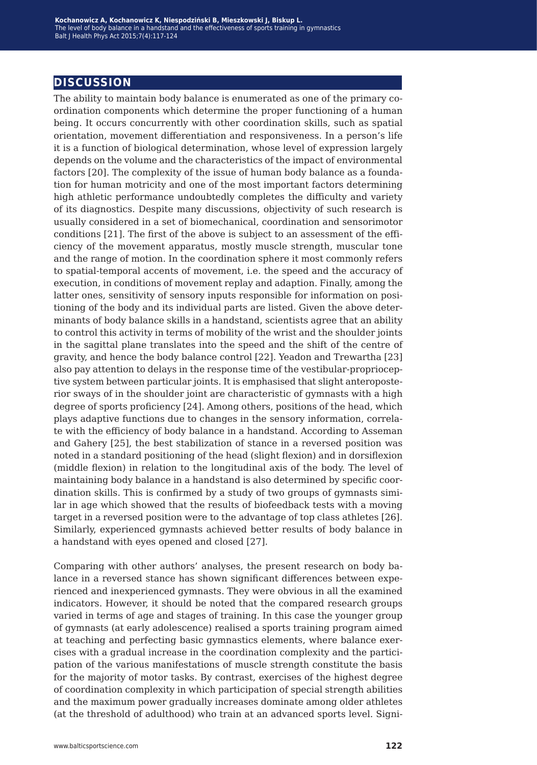## DISCUSSION

The ability to maintain body balance is enumerated as one of the primary coordination components which determine the proper functioning of a human being. It occurs concurrently with other coordination skills, such as spatial orientation, movement differentiation and responsiveness. In a person's life it is a function of biological determination, whose level of expression largely depends on the volume and the characteristics of the impact of environmental factors [20]. The complexity of the issue of human body balance as a foundation for human motricity and one of the most important factors determining high athletic performance undoubtedly completes the difficulty and variety of its diagnostics. Despite many discussions, objectivity of such research is usually considered in a set of biomechanical, coordination and sensorimotor conditions [21]. The first of the above is subject to an assessment of the efficiency of the movement apparatus, mostly muscle strength, muscular tone and the range of motion. In the coordination sphere it most commonly refers to spatial-temporal accents of movement, i.e. the speed and the accuracy of execution, in conditions of movement replay and adaption. Finally, among the latter ones, sensitivity of sensory inputs responsible for information on positioning of the body and its individual parts are listed. Given the above determinants of body balance skills in a handstand, scientists agree that an ability to control this activity in terms of mobility of the wrist and the shoulder joints in the sagittal plane translates into the speed and the shift of the centre of gravity, and hence the body balance control [22]. Yeadon and Trewartha [23] also pay attention to delays in the response time of the vestibular-proprioceptive system between particular joints. It is emphasised that slight anteroposterior sways of in the shoulder joint are characteristic of gymnasts with a high degree of sports proficiency [24]. Among others, positions of the head, which plays adaptive functions due to changes in the sensory information, correlate with the efficiency of body balance in a handstand. According to Asseman and Gahery [25], the best stabilization of stance in a reversed position was noted in a standard positioning of the head (slight flexion) and in dorsiflexion (middle flexion) in relation to the longitudinal axis of the body. The level of maintaining body balance in a handstand is also determined by specific coordination skills. This is confirmed by a study of two groups of gymnasts similar in age which showed that the results of biofeedback tests with a moving target in a reversed position were to the advantage of top class athletes [26]. Similarly, experienced gymnasts achieved better results of body balance in a handstand with eyes opened and closed [27].

Comparing with other authors' analyses, the present research on body balance in a reversed stance has shown significant differences between experienced and inexperienced gymnasts. They were obvious in all the examined indicators. However, it should be noted that the compared research groups varied in terms of age and stages of training. In this case the younger group of gymnasts (at early adolescence) realised a sports training program aimed at teaching and perfecting basic gymnastics elements, where balance exercises with a gradual increase in the coordination complexity and the participation of the various manifestations of muscle strength constitute the basis for the majority of motor tasks. By contrast, exercises of the highest degree of coordination complexity in which participation of special strength abilities and the maximum power gradually increases dominate among older athletes (at the threshold of adulthood) who train at an advanced sports level. Signi-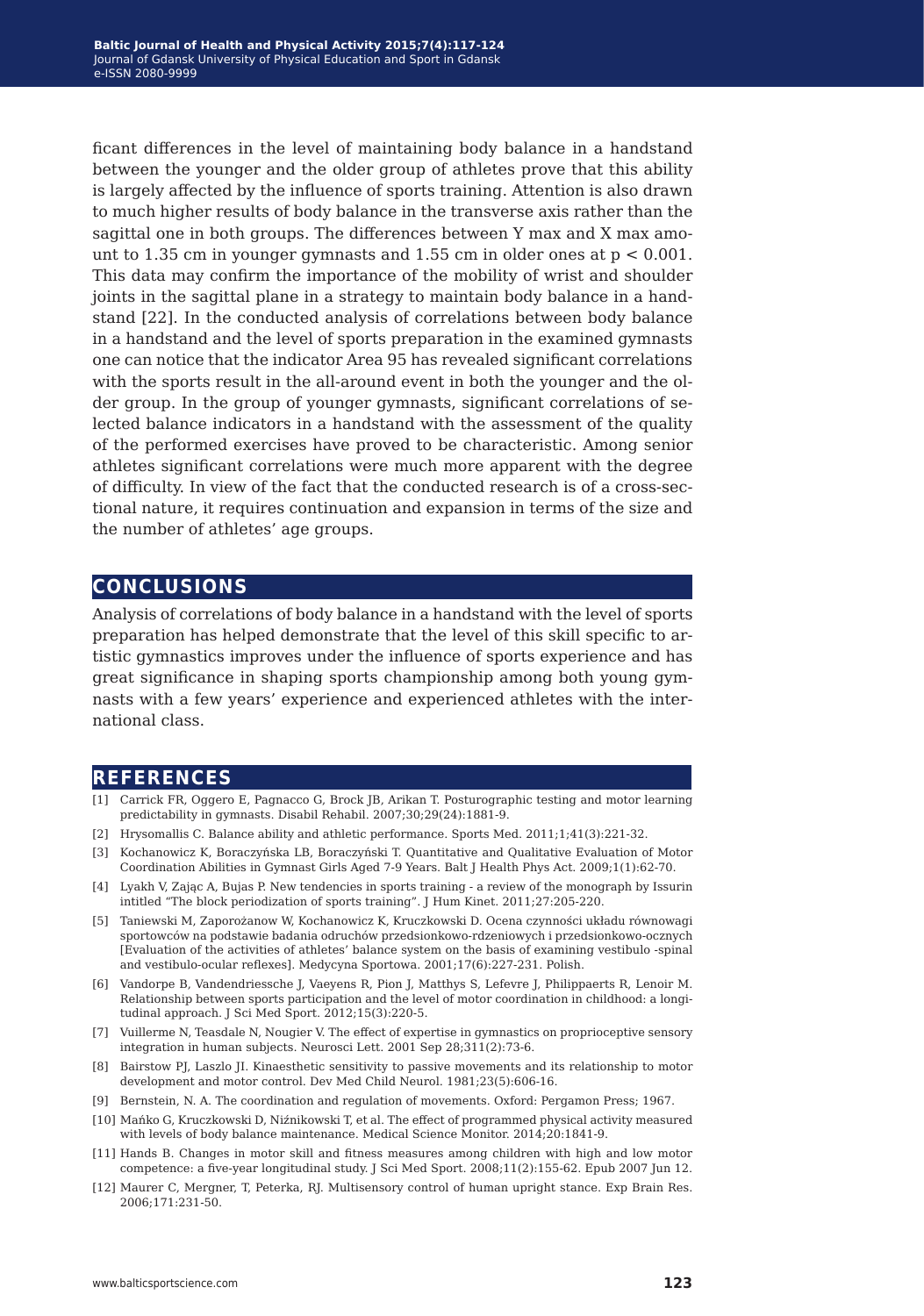ficant differences in the level of maintaining body balance in a handstand between the younger and the older group of athletes prove that this ability is largely affected by the influence of sports training. Attention is also drawn to much higher results of body balance in the transverse axis rather than the sagittal one in both groups. The differences between Y max and X max amount to 1.35 cm in younger gymnasts and 1.55 cm in older ones at $p < 0.001$. This data may confirm the importance of the mobility of wrist and shoulder joints in the sagittal plane in a strategy to maintain body balance in a handstand [22]. In the conducted analysis of correlations between body balance in a handstand and the level of sports preparation in the examined gymnasts one can notice that the indicator Area 95 has revealed significant correlations with the sports result in the all-around event in both the younger and the older group. In the group of younger gymnasts, significant correlations of selected balance indicators in a handstand with the assessment of the quality of the performed exercises have proved to be characteristic. Among senior athletes significant correlations were much more apparent with the degree of difficulty. In view of the fact that the conducted research is of a cross-sectional nature, it requires continuation and expansion in terms of the size and the number of athletes' age groups.

## CONCLUSIONS

Analysis of correlations of body balance in a handstand with the level of sports preparation has helped demonstrate that the level of this skill specific to artistic gymnastics improves under the influence of sports experience and has great significance in shaping sports championship among both young gymnasts with a few years' experience and experienced athletes with the international class.

## REFERENCES

[1] Carrick FR, Oggero E, Pagnacco G, Brock JB, Arikan T. Posturographic testing and motor learning predictability in gymnasts. Disabil Rehabil. 2007;30;29(24):1881-9.

[2] Hrysomallis C. Balance ability and athletic performance. Sports Med. 2011;1;41(3):221-32.

[3] Kochanowicz K, Boraczyńska LB, Boraczyński T. Quantitative and Qualitative Evaluation of Motor Coordination Abilities in Gymnast Girls Aged 7-9 Years. Balt J Health Phys Act. 2009;1(1):62-70.

[4] Lyakh V, Zając A, Bujas P. New tendencies in sports training - a review of the monograph by Issurin intitled "The block periodization of sports training". J Hum Kinet. 2011;27:205-220.

[5] Taniewski M, Zaporożanow W, Kochanowicz K, Kruczkowski D. Ocena czynności układu równowagi sportowców na podstawie badania odruchów przedsionkowo-rdzeniowych i przedsionkowo-ocznych [Evaluation of the activities of athletes' balance system on the basis of examining vestibulo -spinal and vestibulo-ocular reflexes]. Medycyna Sportowa. 2001;17(6):227-231. Polish.

[6] Vandorpe B, Vandendriessche J, Vaeyens R, Pion J, Matthys S, Lefevre J, Philippaerts R, Lenoir M. Relationship between sports participation and the level of motor coordination in childhood: a longitudinal approach. J Sci Med Sport. 2012;15(3):220-5.

[7] Vuillerme N, Teasdale N, Nougier V. The effect of expertise in gymnastics on proprioceptive sensory integration in human subjects. Neurosci Lett. 2001 Sep 28;311(2):73-6.

[8] Bairstow PJ, Laszlo JI. Kinaesthetic sensitivity to passive movements and its relationship to motor development and motor control. Dev Med Child Neurol. 1981;23(5):606-16.

[9] Bernstein, N. A. The coordination and regulation of movements. Oxford: Pergamon Press; 1967.

[10] Mańko G, Kruczkowski D, Niźnikowski T, et al. The effect of programmed physical activity measured with levels of body balance maintenance. Medical Science Monitor. 2014;20:1841-9.

[11] Hands B. Changes in motor skill and fitness measures among children with high and low motor competence: a five-year longitudinal study. J Sci Med Sport. 2008;11(2):155-62. Epub 2007 Jun 12.

[12] Maurer C, Mergner, T, Peterka, RJ. Multisensory control of human upright stance. Exp Brain Res. 2006;171:231-50.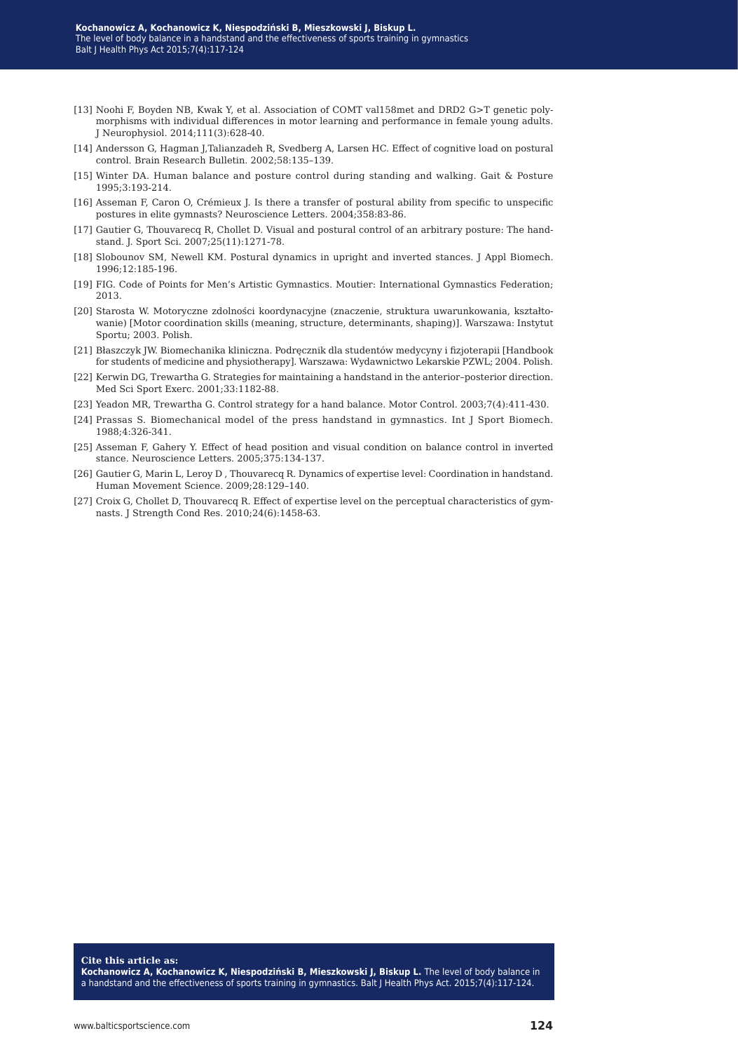[13] Noohi F, Boyden NB, Kwak Y, et al. Association of COMT val158met and DRD2 G>T genetic polymorphisms with individual differences in motor learning and performance in female young adults. J Neurophysiol. 2014;111(3):628-40.

[14] Andersson G, Hagman J,Talianzadeh R, Svedberg A, Larsen HC. Effect of cognitive load on postural control. Brain Research Bulletin. 2002;58:135–139.

[15] Winter DA. Human balance and posture control during standing and walking. Gait & Posture 1995;3:193-214.

[16] Asseman F, Caron O, Crémieux J. Is there a transfer of postural ability from specific to unspecific postures in elite gymnasts? Neuroscience Letters. 2004;358:83-86.

[17] Gautier G, Thouvarecq R, Chollet D. Visual and postural control of an arbitrary posture: The handstand. J. Sport Sci. 2007;25(11):1271-78.

[18] Slobounov SM, Newell KM. Postural dynamics in upright and inverted stances. J Appl Biomech. 1996;12:185-196.

[19] FIG. Code of Points for Men's Artistic Gymnastics. Moutier: International Gymnastics Federation; 2013.

[20] Starosta W. Motoryczne zdolności koordynacyjne (znaczenie, struktura uwarunkowania, kształtowanie) [Motor coordination skills (meaning, structure, determinants, shaping)]. Warszawa: Instytut Sportu; 2003. Polish.

[21] Błaszczyk JW. Biomechanika kliniczna. Podręcznik dla studentów medycyny i fizjoterapii [Handbook for students of medicine and physiotherapy]. Warszawa: Wydawnictwo Lekarskie PZWL; 2004. Polish.

[22] Kerwin DG, Trewartha G. Strategies for maintaining a handstand in the anterior–posterior direction. Med Sci Sport Exerc. 2001;33:1182-88.

[23] Yeadon MR, Trewartha G. Control strategy for a hand balance. Motor Control. 2003;7(4):411-430.

[24] Prassas S. Biomechanical model of the press handstand in gymnastics. Int J Sport Biomech. 1988;4:326-341.

[25] Asseman F, Gahery Y. Effect of head position and visual condition on balance control in inverted stance. Neuroscience Letters. 2005;375:134-137.

[26] Gautier G, Marin L, Leroy D , Thouvarecq R. Dynamics of expertise level: Coordination in handstand. Human Movement Science. 2009;28:129–140.

[27] Croix G, Chollet D, Thouvarecq R. Effect of expertise level on the perceptual characteristics of gymnasts. J Strength Cond Res. 2010;24(6):1458-63.

**Cite this article as:**
**Kochanowicz A, Kochanowicz K, Niespodziński B, Mieszkowski J, Biskup L.** The level of body balance in a handstand and the effectiveness of sports training in gymnastics. Balt J Health Phys Act. 2015;7(4):117-124.